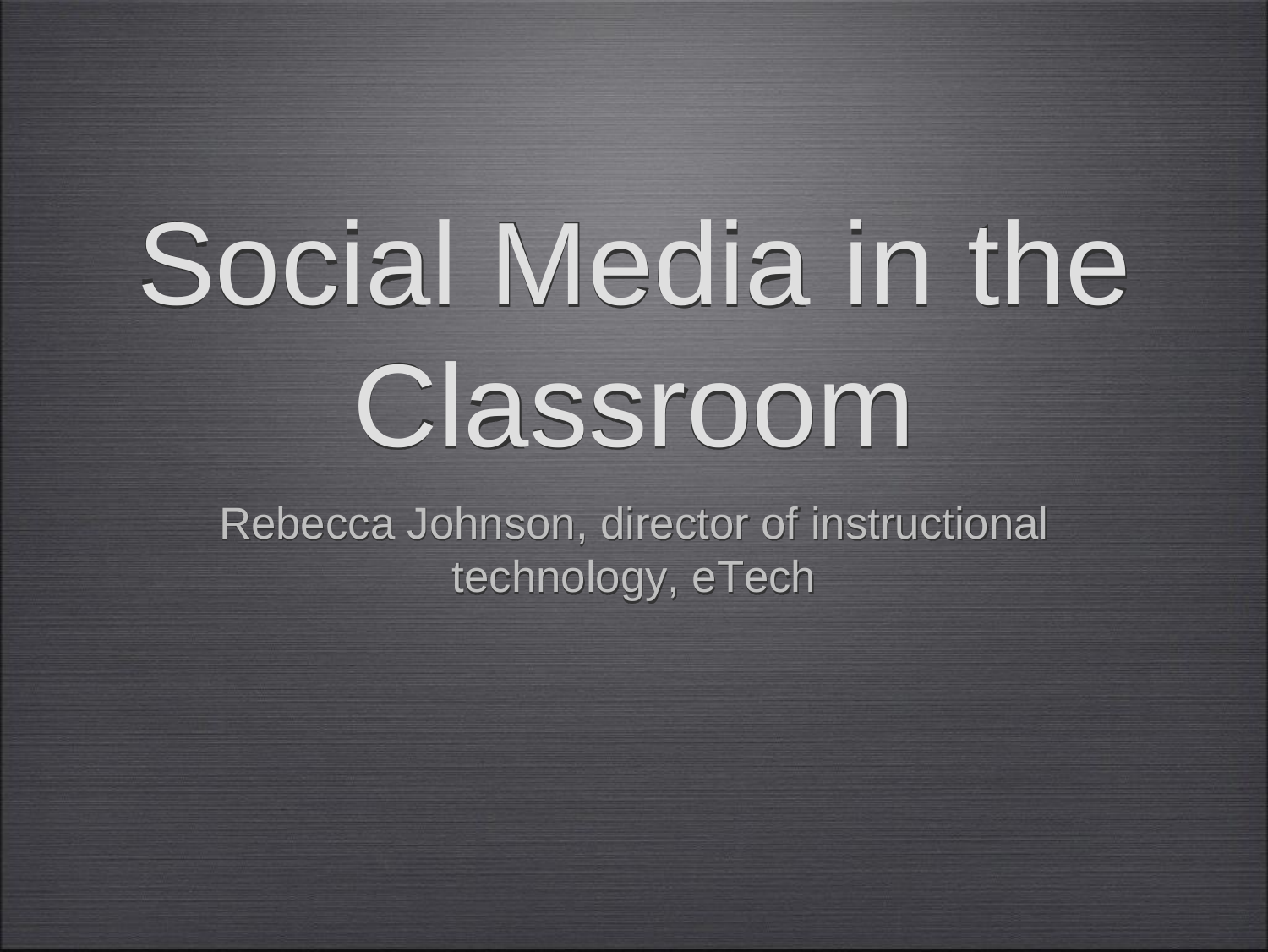# Social Media in the Classroom

Rebecca Johnson, director of instructional technology, eTech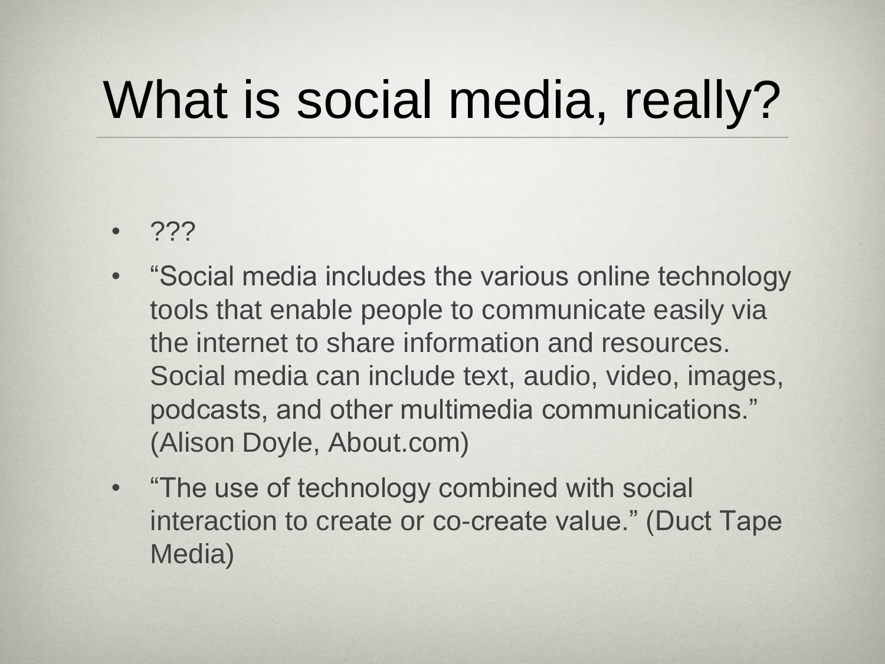# What is social media, really?

- ???
- “Social media includes the various online technology tools that enable people to communicate easily via the internet to share information and resources. Social media can include text, audio, video, images, podcasts, and other multimedia communications.” (Alison Doyle, About.com)
- “The use of technology combined with social interaction to create or co-create value.” (Duct Tape Media)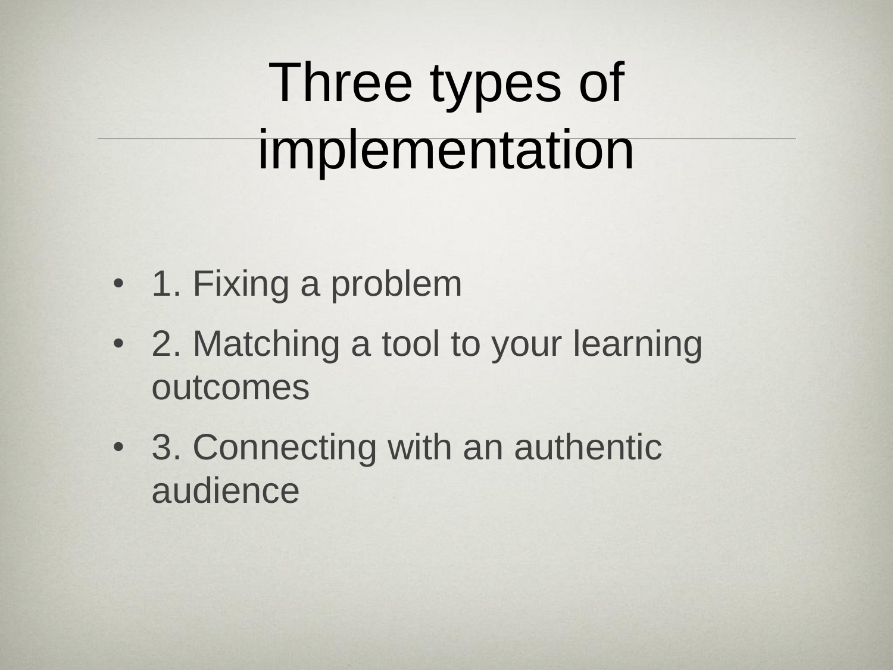# Three types of implementation

- 1. Fixing a problem
- 2. Matching a tool to your learning outcomes
- 3. Connecting with an authentic audience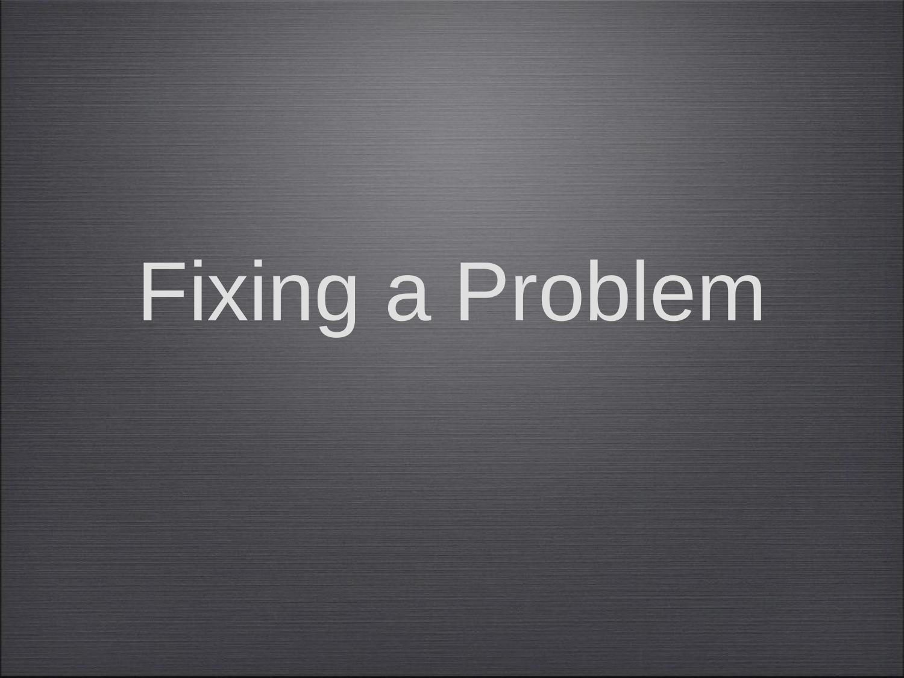# Fixing a Problem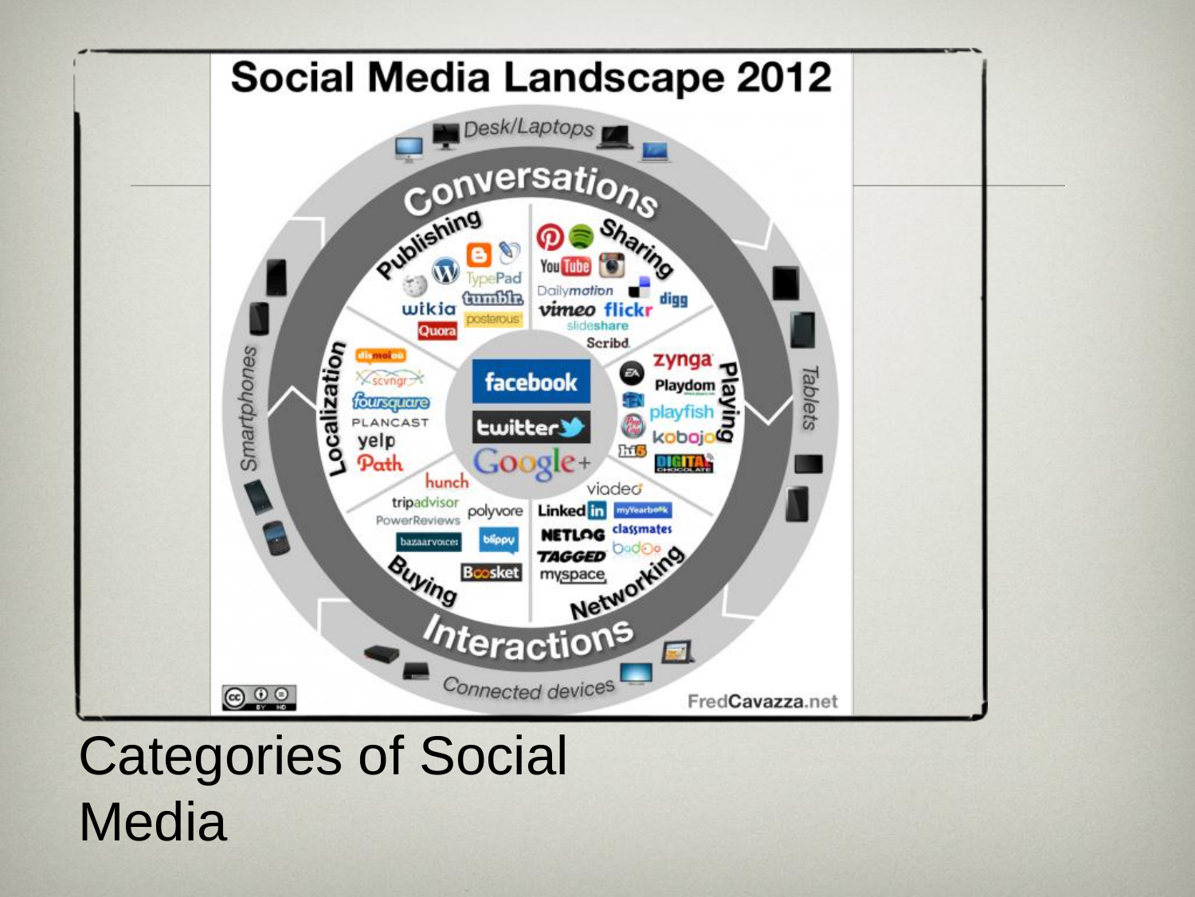# Social Media Landscape 2012

Desk/Laptops

Conversations

Publishing | Sharing

Localization | Playing

Buying | Networking

Interactions

Smartphones | Tablets

Connected devices

facebook | twitter | Google+

FredCavazza.net

Categories of Social Media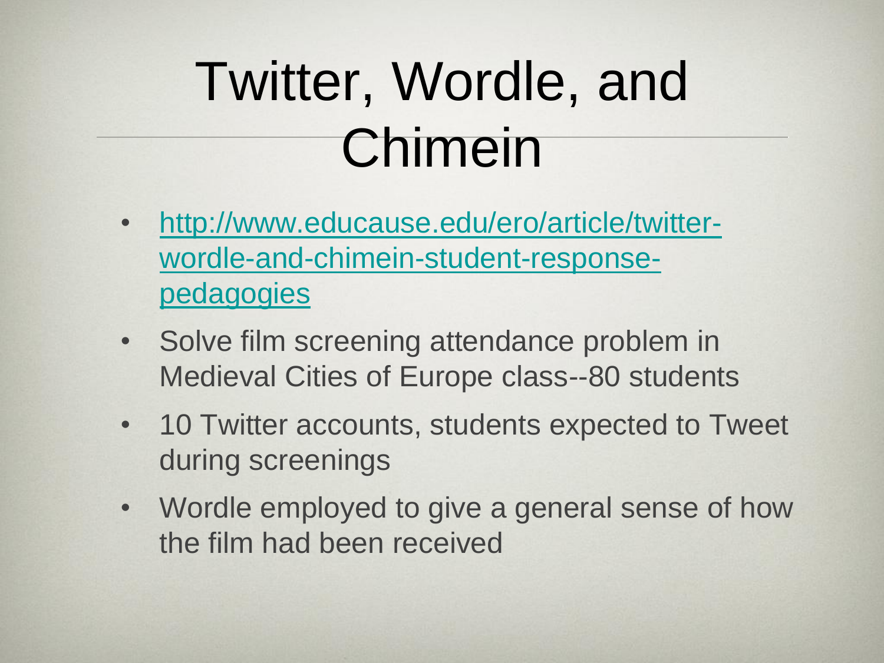# Twitter, Wordle, and Chimein

- [http://www.educause.edu/ero/article/twitter-wordle-and-chimein-student-response-pedagogies](http://www.educause.edu/ero/article/twitter-wordle-and-chimein-student-response-pedagogies)
- Solve film screening attendance problem in Medieval Cities of Europe class--80 students
- 10 Twitter accounts, students expected to Tweet during screenings
- Wordle employed to give a general sense of how the film had been received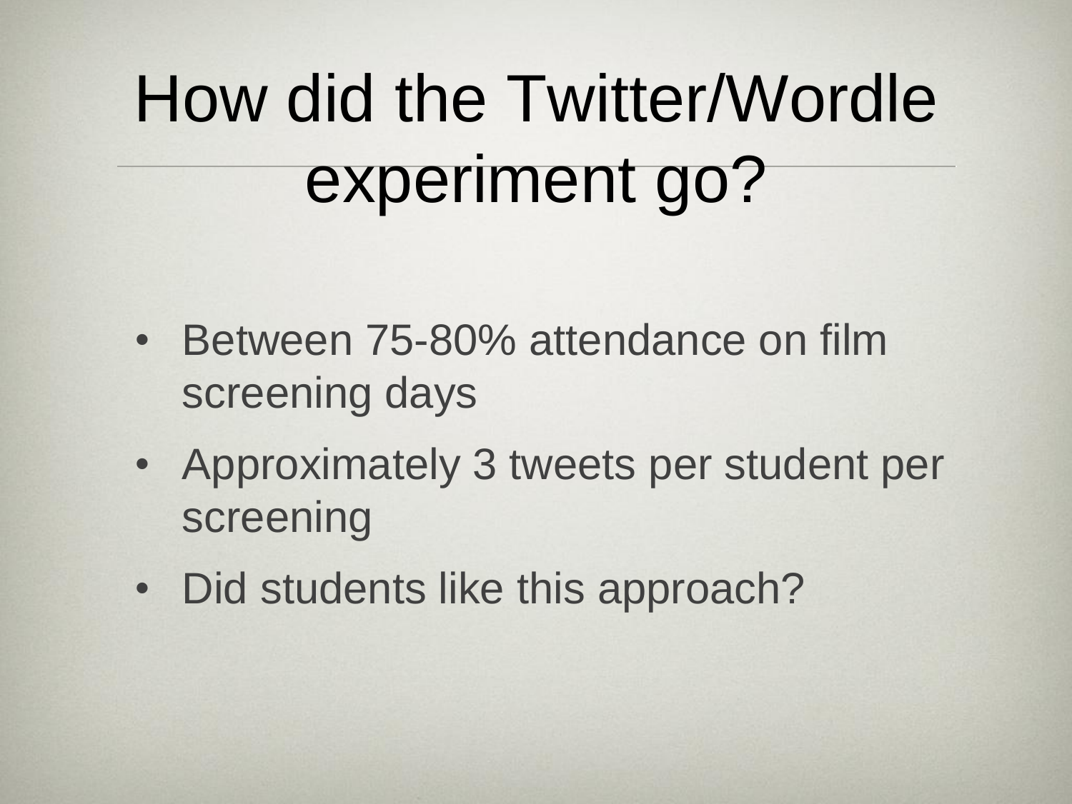# How did the Twitter/Wordle experiment go?

- Between 75-80% attendance on film screening days
- Approximately 3 tweets per student per screening
- Did students like this approach?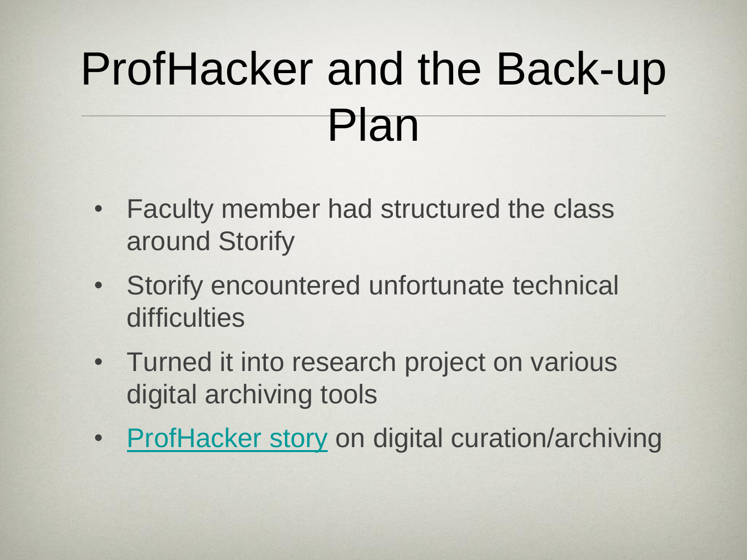# ProfHacker and the Back-up Plan

- Faculty member had structured the class around Storify
- Storify encountered unfortunate technical difficulties
- Turned it into research project on various digital archiving tools
- ProfHacker story on digital curation/archiving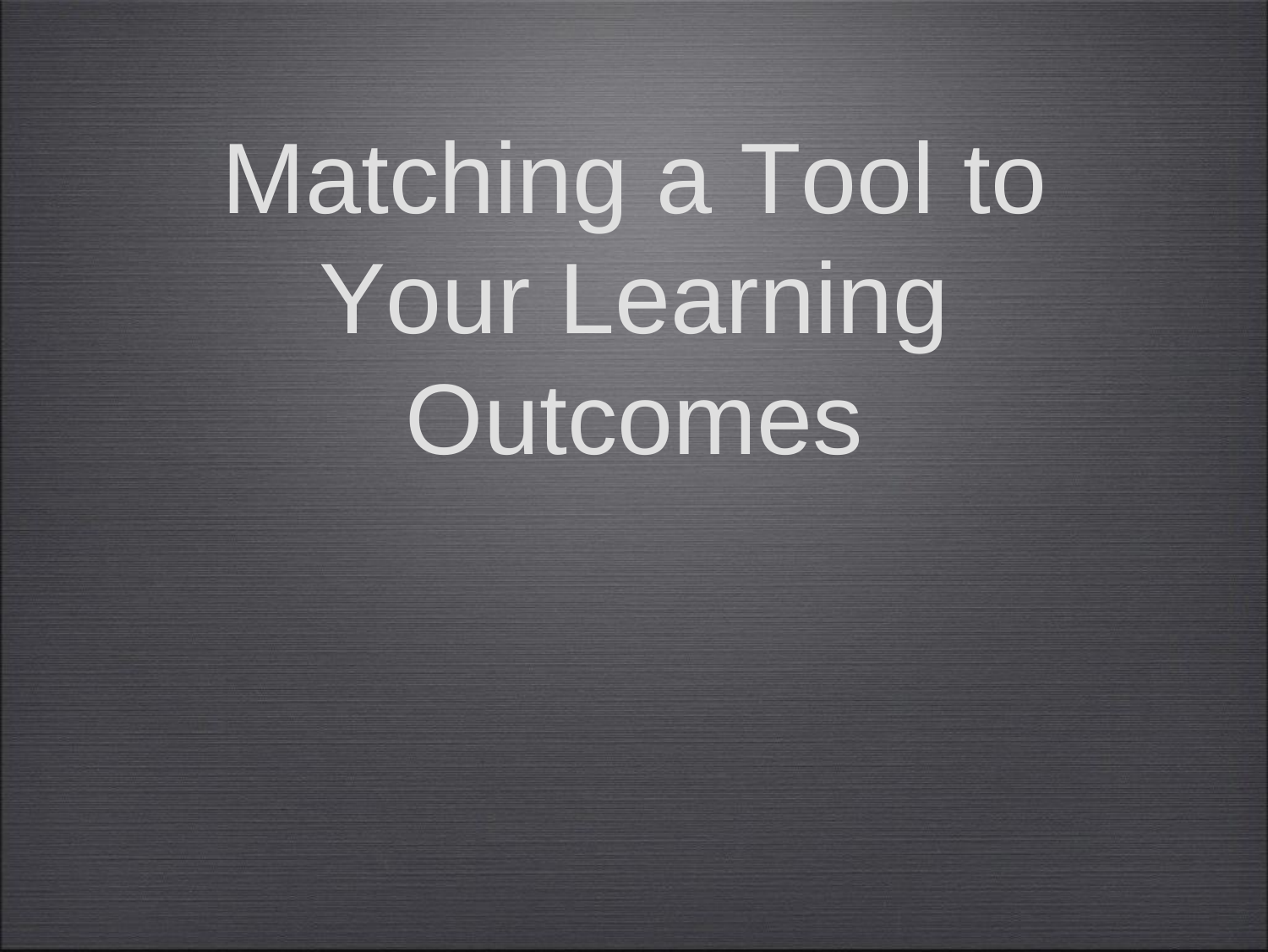# Matching a Tool to Your Learning Outcomes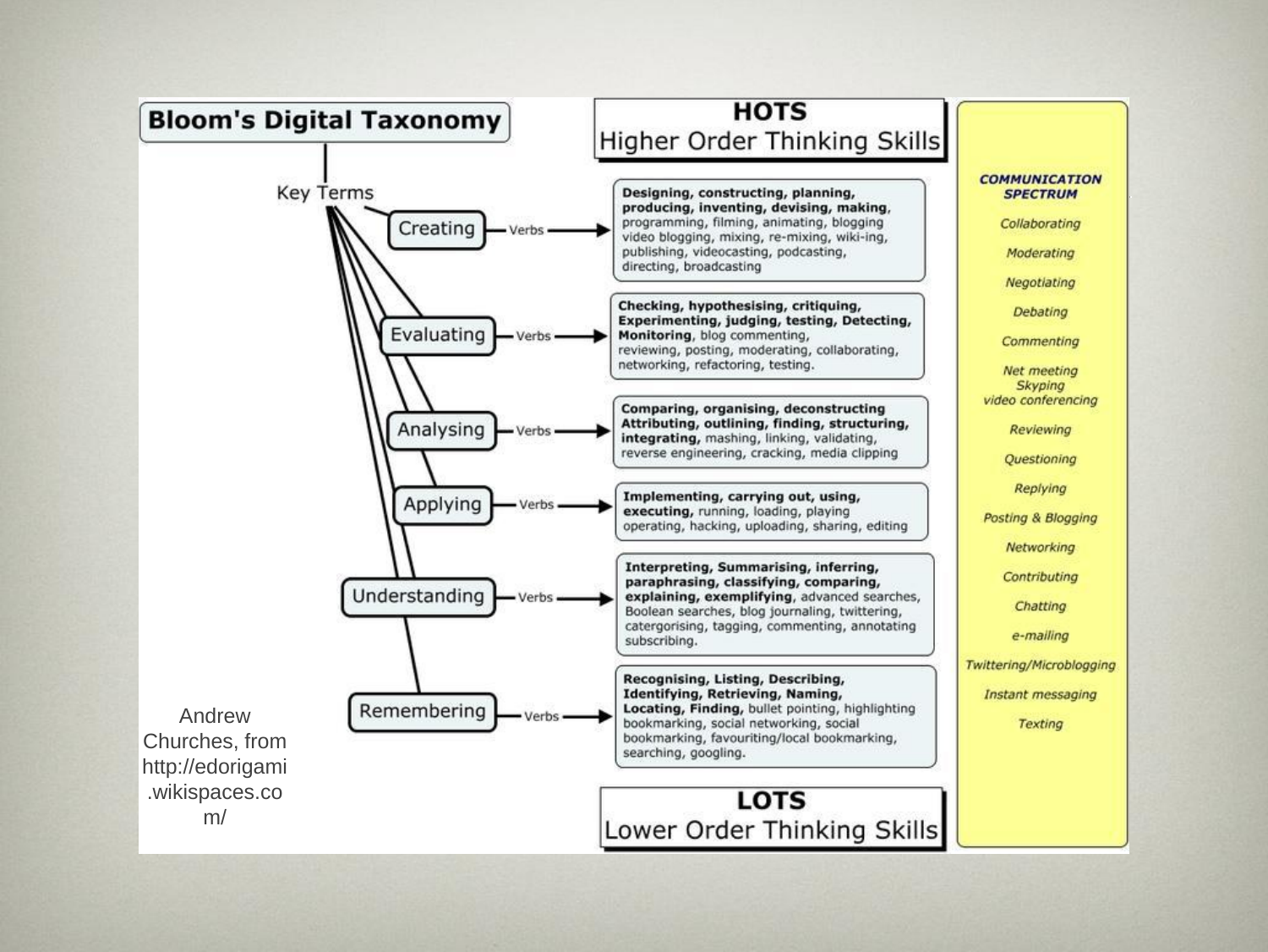# Bloom's Digital Taxonomy

## HOTS
Higher Order Thinking Skills

**Key Terms**

- **Creating** — Verbs → **Designing, constructing, planning, producing, inventing, devising, making**, programming, filming, animating, blogging video blogging, mixing, re-mixing, wiki-ing, publishing, videocasting, podcasting, directing, broadcasting
- **Evaluating** — Verbs → **Checking, hypothesising, critiquing, Experimenting, judging, testing, Detecting, Monitoring**, blog commenting, reviewing, posting, moderating, collaborating, networking, refactoring, testing.
- **Analysing** — Verbs → **Comparing, organising, deconstructing Attributing, outlining, finding, structuring, integrating**, mashing, linking, validating, reverse engineering, cracking, media clipping
- **Applying** — Verbs → **Implementing, carrying out, using, executing**, running, loading, playing operating, hacking, uploading, sharing, editing
- **Understanding** — Verbs → **Interpreting, Summarising, inferring, paraphrasing, classifying, comparing, explaining, exemplifying**, advanced searches, Boolean searches, blog journaling, twittering, catergorising, tagging, commenting, annotating subscribing.
- **Remembering** — Verbs → **Recognising, Listing, Describing, Identifying, Retrieving, Naming, Locating, Finding**, bullet pointing, highlighting bookmarking, social networking, social bookmarking, favouriting/local bookmarking, searching, googling.

## LOTS
Lower Order Thinking Skills

***COMMUNICATION SPECTRUM***

*Collaborating*
*Moderating*
*Negotiating*
*Debating*
*Commenting*
*Net meeting*
*Skyping*
*video conferencing*
*Reviewing*
*Questioning*
*Replying*
*Posting & Blogging*
*Networking*
*Contributing*
*Chatting*
*e-mailing*
*Twittering/Microblogging*
*Instant messaging*
*Texting*

Andrew Churches, from http://edorigami.wikispaces.com/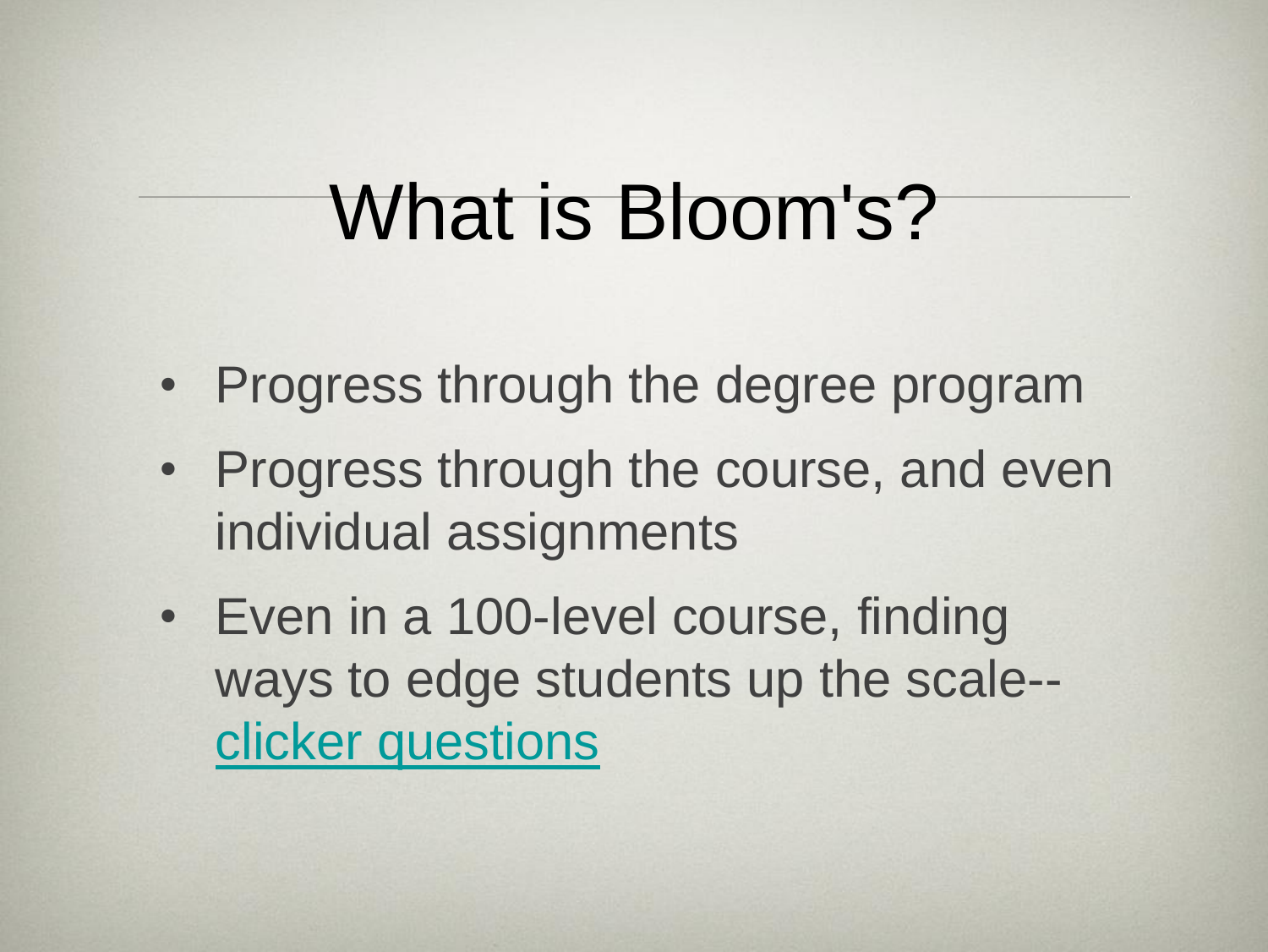# What is Bloom's?

- Progress through the degree program
- Progress through the course, and even individual assignments
- Even in a 100-level course, finding ways to edge students up the scale-- clicker questions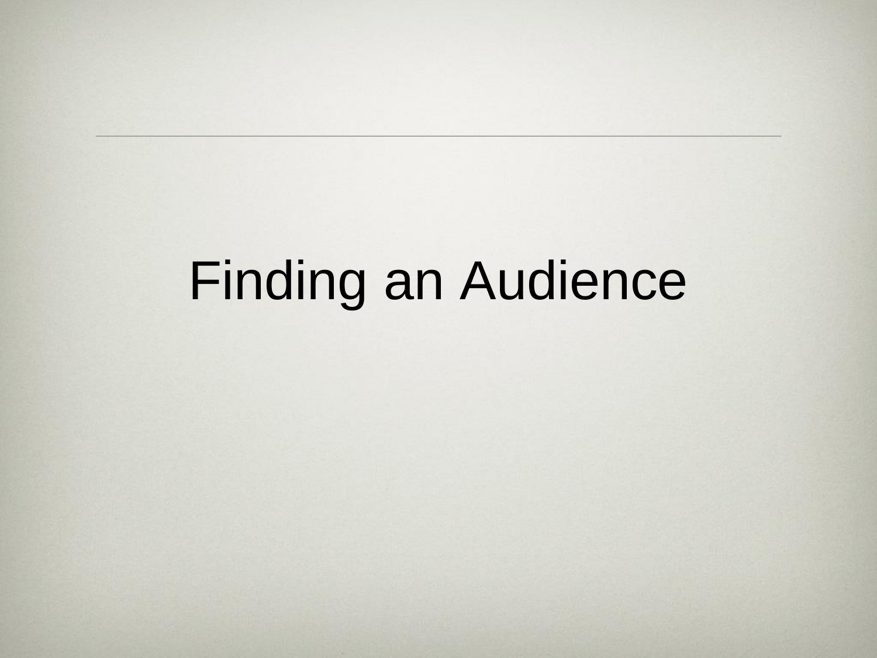# Finding an Audience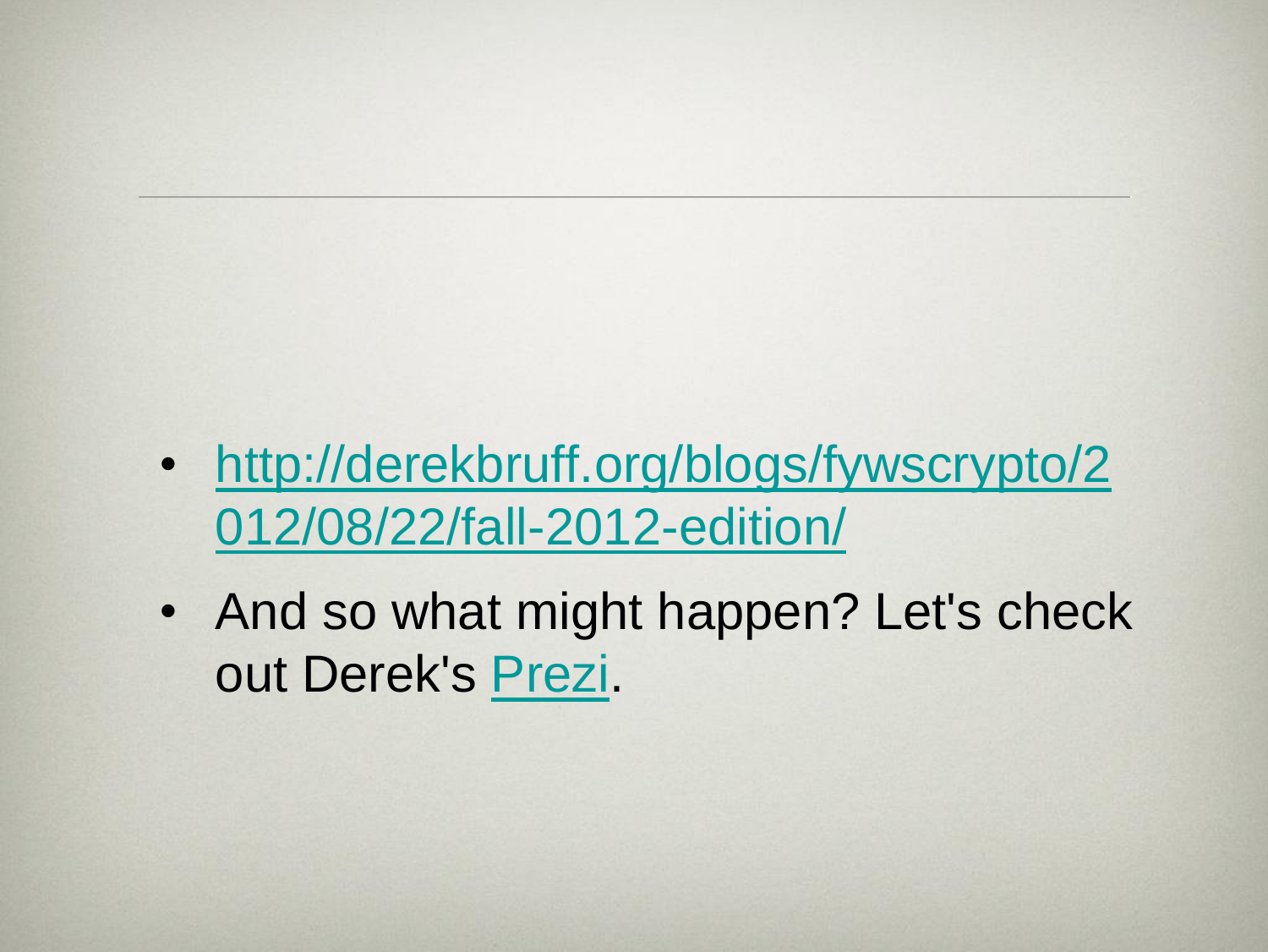- [http://derekbruff.org/blogs/fywscrypto/2012/08/22/fall-2012-edition/](http://derekbruff.org/blogs/fywscrypto/2012/08/22/fall-2012-edition/)
- And so what might happen? Let's check out Derek's Prezi.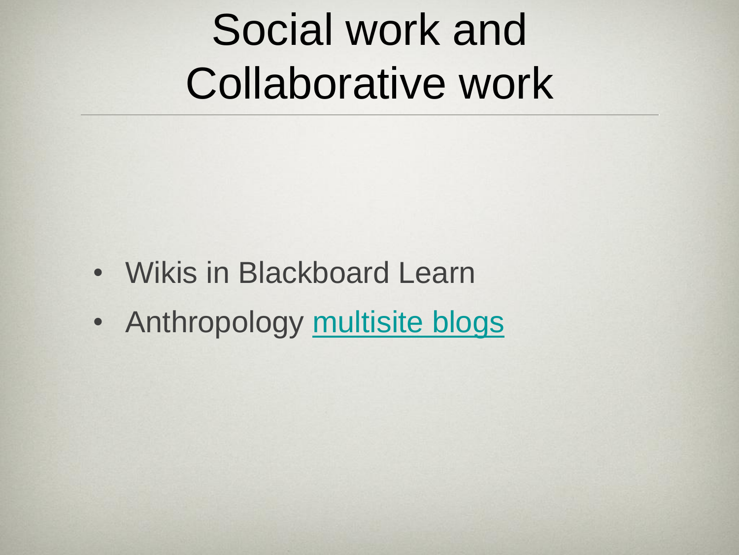# Social work and Collaborative work

- Wikis in Blackboard Learn
- Anthropology multisite blogs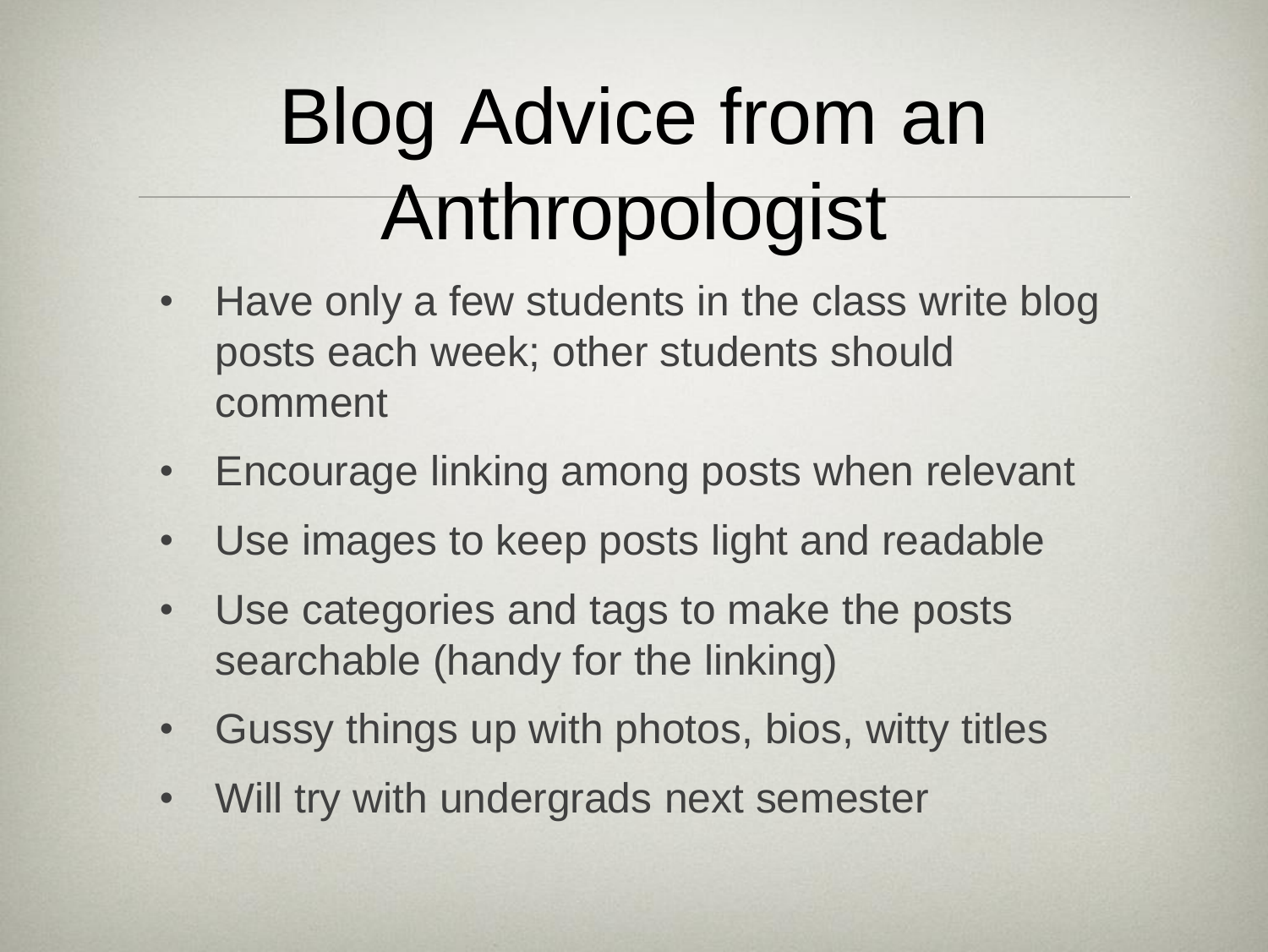# Blog Advice from an Anthropologist

- Have only a few students in the class write blog posts each week; other students should comment
- Encourage linking among posts when relevant
- Use images to keep posts light and readable
- Use categories and tags to make the posts searchable (handy for the linking)
- Gussy things up with photos, bios, witty titles
- Will try with undergrads next semester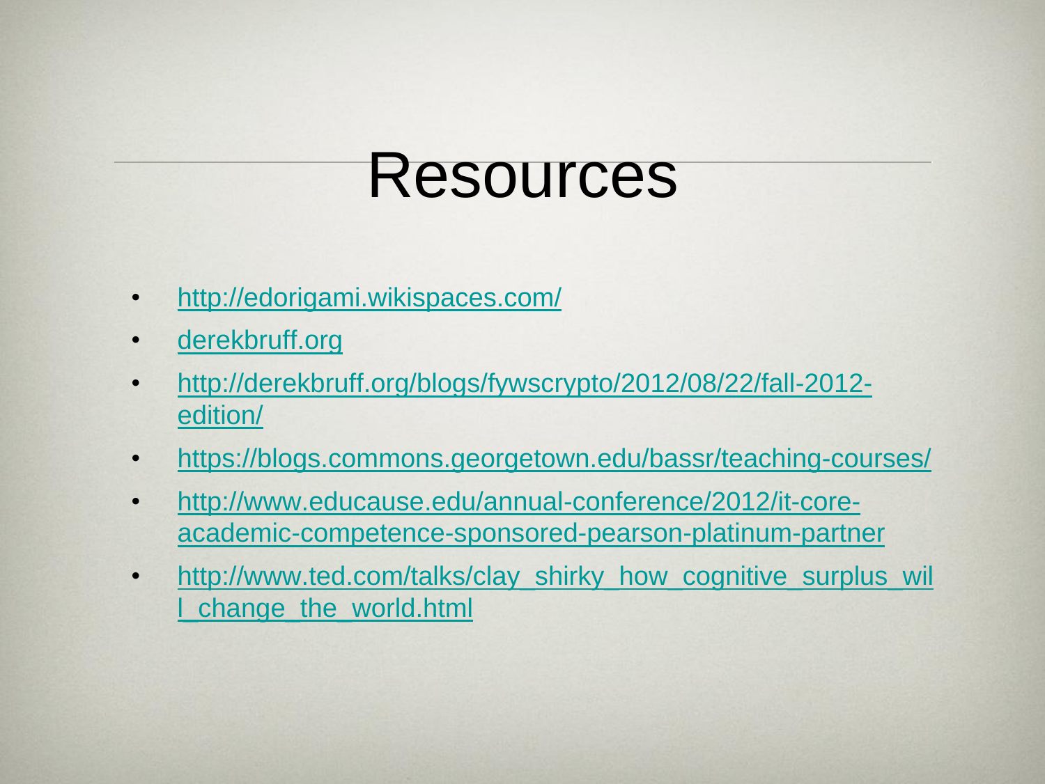# Resources

- http://edorigami.wikispaces.com/
- derekbruff.org
- http://derekbruff.org/blogs/fywscrypto/2012/08/22/fall-2012-edition/
- https://blogs.commons.georgetown.edu/bassr/teaching-courses/
- http://www.educause.edu/annual-conference/2012/it-core-academic-competence-sponsored-pearson-platinum-partner
- http://www.ted.com/talks/clay_shirky_how_cognitive_surplus_will_change_the_world.html